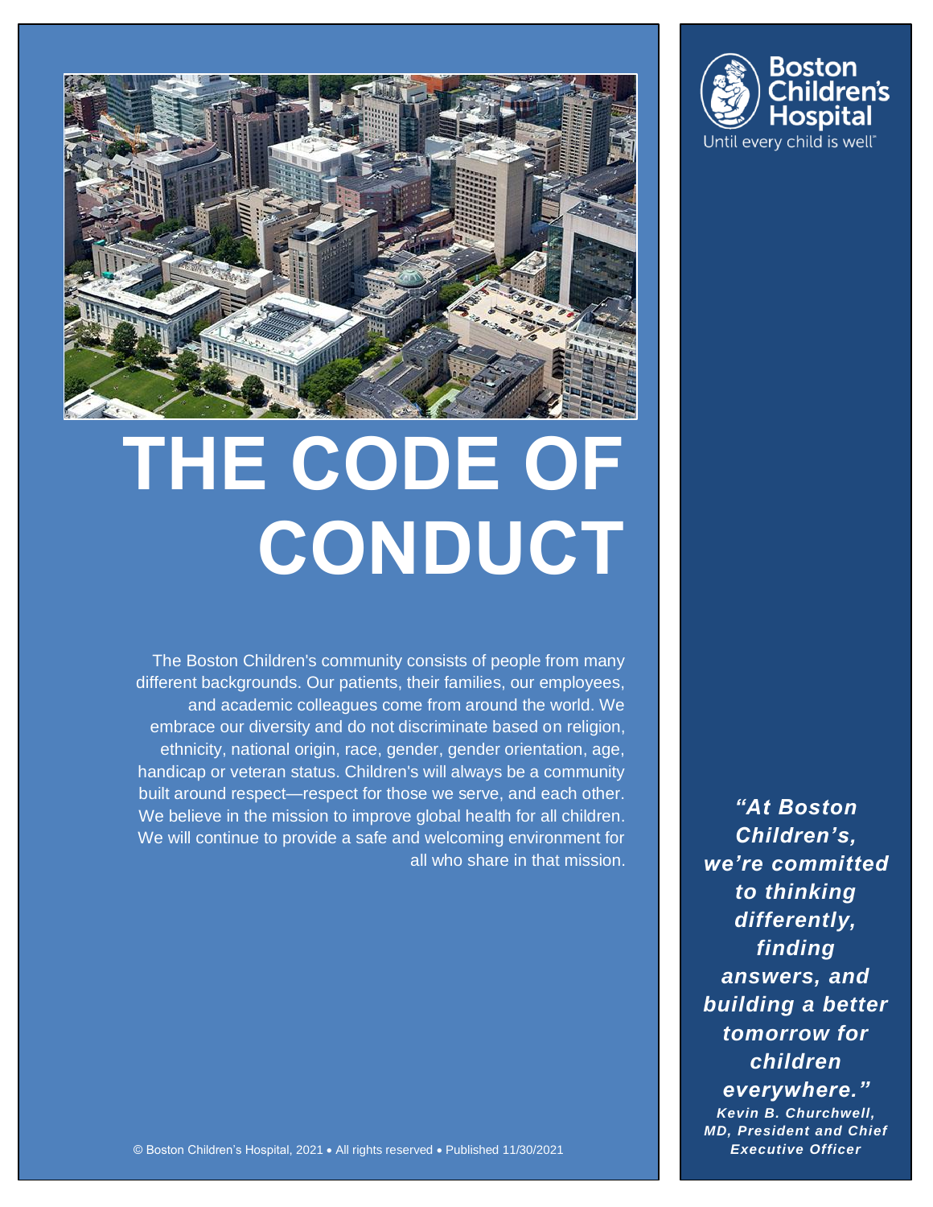Boston Children's Hospital

Until every child is well™

# THE CODE OF CONDUCT

The Boston Children's community consists of people from many different backgrounds. Our patients, their families, our employees, and academic colleagues come from around the world. We embrace our diversity and do not discriminate based on religion, ethnicity, national origin, race, gender, gender orientation, age, handicap or veteran status. Children's will always be a community built around respect—respect for those we serve, and each other. We believe in the mission to improve global health for all children. We will continue to provide a safe and welcoming environment for all who share in that mission.

***"At Boston Children's, we're committed to thinking differently, finding answers, and building a better tomorrow for children everywhere."***

***Kevin B. Churchwell, MD, President and Chief Executive Officer***

© Boston Children's Hospital, 2021 • All rights reserved • Published 11/30/2021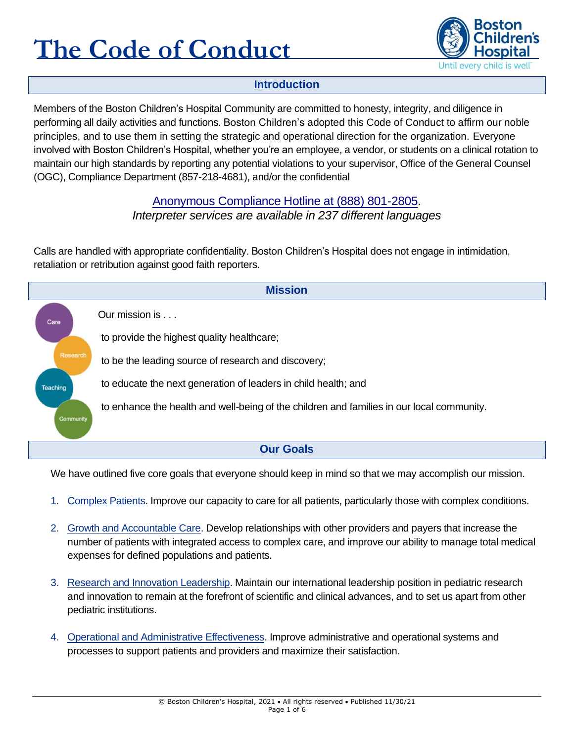# The Code of Conduct

## Introduction

Members of the Boston Children's Hospital Community are committed to honesty, integrity, and diligence in performing all daily activities and functions. Boston Children's adopted this Code of Conduct to affirm our noble principles, and to use them in setting the strategic and operational direction for the organization. Everyone involved with Boston Children's Hospital, whether you're an employee, a vendor, or students on a clinical rotation to maintain our high standards by reporting any potential violations to your supervisor, Office of the General Counsel (OGC), Compliance Department (857-218-4681), and/or the confidential

Anonymous Compliance Hotline at (888) 801-2805.
*Interpreter services are available in 237 different languages*

Calls are handled with appropriate confidentiality. Boston Children's Hospital does not engage in intimidation, retaliation or retribution against good faith reporters.

## Mission

Care
Research
Teaching
Community

Our mission is . . .

to provide the highest quality healthcare;

to be the leading source of research and discovery;

to educate the next generation of leaders in child health; and

to enhance the health and well-being of the children and families in our local community.

## Our Goals

We have outlined five core goals that everyone should keep in mind so that we may accomplish our mission.

1. Complex Patients. Improve our capacity to care for all patients, particularly those with complex conditions.
2. Growth and Accountable Care. Develop relationships with other providers and payers that increase the number of patients with integrated access to complex care, and improve our ability to manage total medical expenses for defined populations and patients.
3. Research and Innovation Leadership. Maintain our international leadership position in pediatric research and innovation to remain at the forefront of scientific and clinical advances, and to set us apart from other pediatric institutions.
4. Operational and Administrative Effectiveness. Improve administrative and operational systems and processes to support patients and providers and maximize their satisfaction.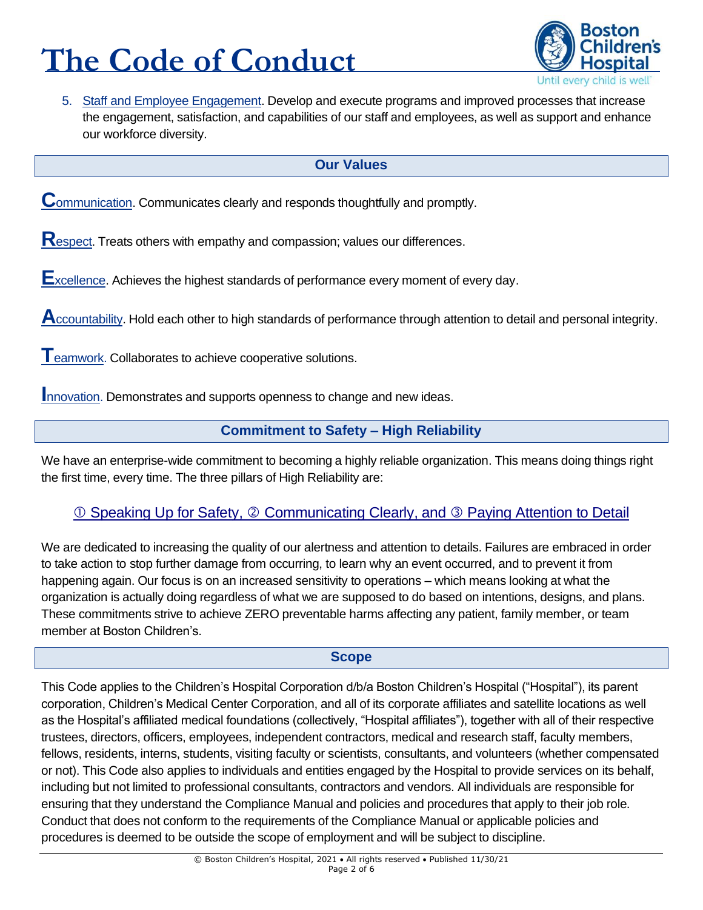5. Staff and Employee Engagement. Develop and execute programs and improved processes that increase the engagement, satisfaction, and capabilities of our staff and employees, as well as support and enhance our workforce diversity.

## Our Values

**C**ommunication. Communicates clearly and responds thoughtfully and promptly.

**R**espect. Treats others with empathy and compassion; values our differences.

**E**xcellence. Achieves the highest standards of performance every moment of every day.

**A**ccountability. Hold each other to high standards of performance through attention to detail and personal integrity.

**T**eamwork. Collaborates to achieve cooperative solutions.

**I**nnovation. Demonstrates and supports openness to change and new ideas.

## Commitment to Safety – High Reliability

We have an enterprise-wide commitment to becoming a highly reliable organization. This means doing things right the first time, every time. The three pillars of High Reliability are:

① Speaking Up for Safety, ② Communicating Clearly, and ③ Paying Attention to Detail

We are dedicated to increasing the quality of our alertness and attention to details. Failures are embraced in order to take action to stop further damage from occurring, to learn why an event occurred, and to prevent it from happening again. Our focus is on an increased sensitivity to operations – which means looking at what the organization is actually doing regardless of what we are supposed to do based on intentions, designs, and plans. These commitments strive to achieve ZERO preventable harms affecting any patient, family member, or team member at Boston Children's.

## Scope

This Code applies to the Children's Hospital Corporation d/b/a Boston Children's Hospital ("Hospital"), its parent corporation, Children's Medical Center Corporation, and all of its corporate affiliates and satellite locations as well as the Hospital's affiliated medical foundations (collectively, "Hospital affiliates"), together with all of their respective trustees, directors, officers, employees, independent contractors, medical and research staff, faculty members, fellows, residents, interns, students, visiting faculty or scientists, consultants, and volunteers (whether compensated or not). This Code also applies to individuals and entities engaged by the Hospital to provide services on its behalf, including but not limited to professional consultants, contractors and vendors. All individuals are responsible for ensuring that they understand the Compliance Manual and policies and procedures that apply to their job role. Conduct that does not conform to the requirements of the Compliance Manual or applicable policies and procedures is deemed to be outside the scope of employment and will be subject to discipline.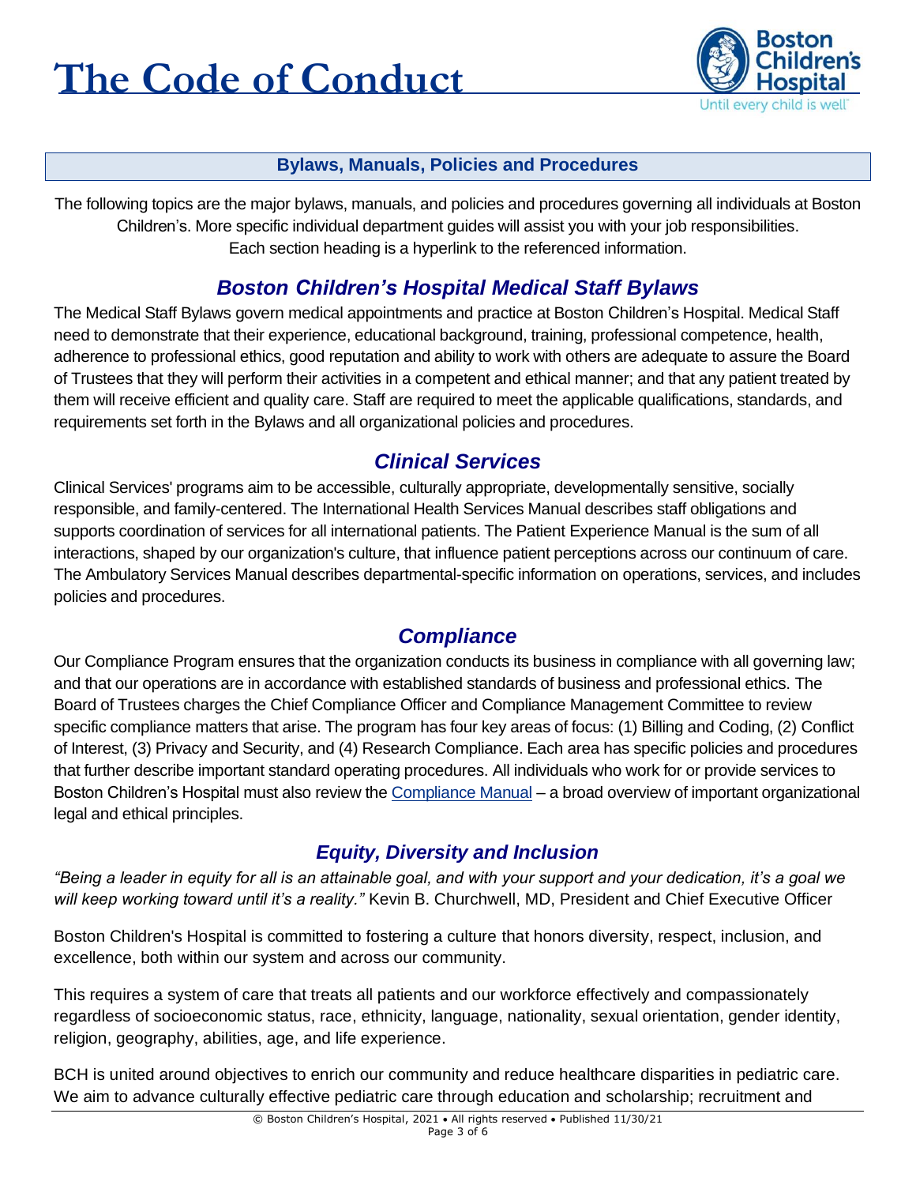## Bylaws, Manuals, Policies and Procedures

The following topics are the major bylaws, manuals, and policies and procedures governing all individuals at Boston Children's. More specific individual department guides will assist you with your job responsibilities. Each section heading is a hyperlink to the referenced information.

### *Boston Children's Hospital Medical Staff Bylaws*

The Medical Staff Bylaws govern medical appointments and practice at Boston Children's Hospital. Medical Staff need to demonstrate that their experience, educational background, training, professional competence, health, adherence to professional ethics, good reputation and ability to work with others are adequate to assure the Board of Trustees that they will perform their activities in a competent and ethical manner; and that any patient treated by them will receive efficient and quality care. Staff are required to meet the applicable qualifications, standards, and requirements set forth in the Bylaws and all organizational policies and procedures.

### *Clinical Services*

Clinical Services' programs aim to be accessible, culturally appropriate, developmentally sensitive, socially responsible, and family-centered. The International Health Services Manual describes staff obligations and supports coordination of services for all international patients. The Patient Experience Manual is the sum of all interactions, shaped by our organization's culture, that influence patient perceptions across our continuum of care. The Ambulatory Services Manual describes departmental-specific information on operations, services, and includes policies and procedures.

### *Compliance*

Our Compliance Program ensures that the organization conducts its business in compliance with all governing law; and that our operations are in accordance with established standards of business and professional ethics. The Board of Trustees charges the Chief Compliance Officer and Compliance Management Committee to review specific compliance matters that arise. The program has four key areas of focus: (1) Billing and Coding, (2) Conflict of Interest, (3) Privacy and Security, and (4) Research Compliance. Each area has specific policies and procedures that further describe important standard operating procedures. All individuals who work for or provide services to Boston Children's Hospital must also review the Compliance Manual – a broad overview of important organizational legal and ethical principles.

### *Equity, Diversity and Inclusion*

*"Being a leader in equity for all is an attainable goal, and with your support and your dedication, it's a goal we will keep working toward until it's a reality."* Kevin B. Churchwell, MD, President and Chief Executive Officer

Boston Children's Hospital is committed to fostering a culture that honors diversity, respect, inclusion, and excellence, both within our system and across our community.

This requires a system of care that treats all patients and our workforce effectively and compassionately regardless of socioeconomic status, race, ethnicity, language, nationality, sexual orientation, gender identity, religion, geography, abilities, age, and life experience.

BCH is united around objectives to enrich our community and reduce healthcare disparities in pediatric care. We aim to advance culturally effective pediatric care through education and scholarship; recruitment and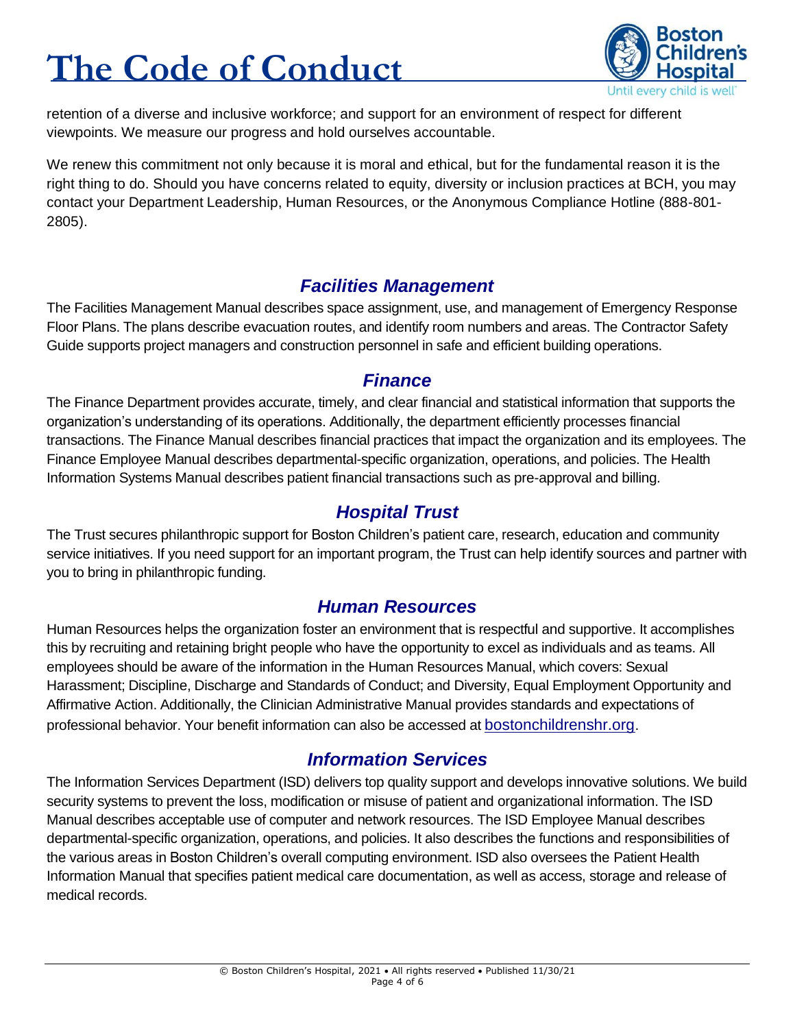retention of a diverse and inclusive workforce; and support for an environment of respect for different viewpoints. We measure our progress and hold ourselves accountable.

We renew this commitment not only because it is moral and ethical, but for the fundamental reason it is the right thing to do. Should you have concerns related to equity, diversity or inclusion practices at BCH, you may contact your Department Leadership, Human Resources, or the Anonymous Compliance Hotline (888-801-2805).

## *Facilities Management*

The Facilities Management Manual describes space assignment, use, and management of Emergency Response Floor Plans. The plans describe evacuation routes, and identify room numbers and areas. The Contractor Safety Guide supports project managers and construction personnel in safe and efficient building operations.

## *Finance*

The Finance Department provides accurate, timely, and clear financial and statistical information that supports the organization's understanding of its operations. Additionally, the department efficiently processes financial transactions. The Finance Manual describes financial practices that impact the organization and its employees. The Finance Employee Manual describes departmental-specific organization, operations, and policies. The Health Information Systems Manual describes patient financial transactions such as pre-approval and billing.

## *Hospital Trust*

The Trust secures philanthropic support for Boston Children's patient care, research, education and community service initiatives. If you need support for an important program, the Trust can help identify sources and partner with you to bring in philanthropic funding.

## *Human Resources*

Human Resources helps the organization foster an environment that is respectful and supportive. It accomplishes this by recruiting and retaining bright people who have the opportunity to excel as individuals and as teams. All employees should be aware of the information in the Human Resources Manual, which covers: Sexual Harassment; Discipline, Discharge and Standards of Conduct; and Diversity, Equal Employment Opportunity and Affirmative Action. Additionally, the Clinician Administrative Manual provides standards and expectations of professional behavior. Your benefit information can also be accessed at bostonchildrenshr.org.

## *Information Services*

The Information Services Department (ISD) delivers top quality support and develops innovative solutions. We build security systems to prevent the loss, modification or misuse of patient and organizational information. The ISD Manual describes acceptable use of computer and network resources. The ISD Employee Manual describes departmental-specific organization, operations, and policies. It also describes the functions and responsibilities of the various areas in Boston Children's overall computing environment. ISD also oversees the Patient Health Information Manual that specifies patient medical care documentation, as well as access, storage and release of medical records.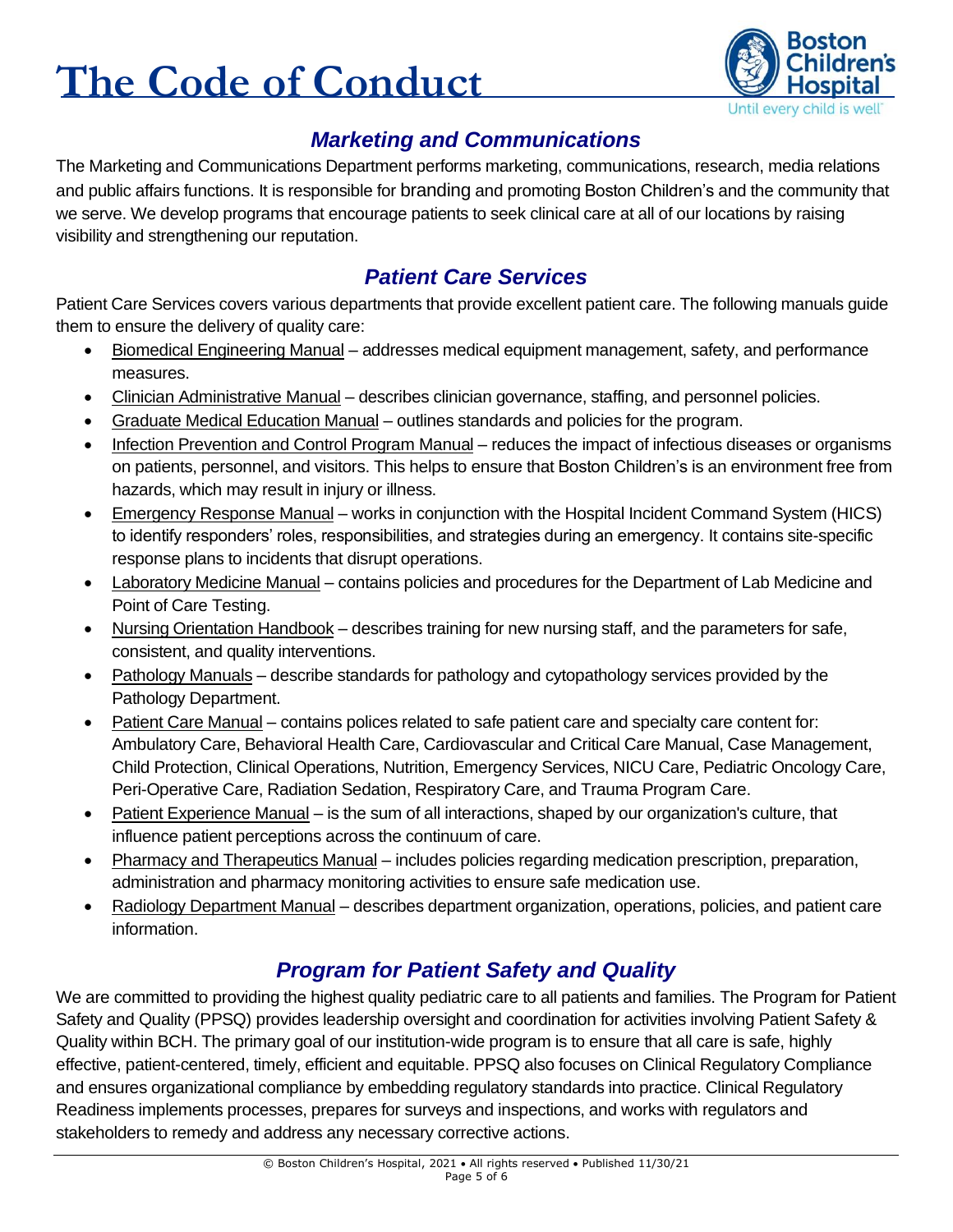## Marketing and Communications

The Marketing and Communications Department performs marketing, communications, research, media relations and public affairs functions. It is responsible for branding and promoting Boston Children's and the community that we serve. We develop programs that encourage patients to seek clinical care at all of our locations by raising visibility and strengthening our reputation.

## Patient Care Services

Patient Care Services covers various departments that provide excellent patient care. The following manuals guide them to ensure the delivery of quality care:

- Biomedical Engineering Manual – addresses medical equipment management, safety, and performance measures.
- Clinician Administrative Manual – describes clinician governance, staffing, and personnel policies.
- Graduate Medical Education Manual – outlines standards and policies for the program.
- Infection Prevention and Control Program Manual – reduces the impact of infectious diseases or organisms on patients, personnel, and visitors. This helps to ensure that Boston Children's is an environment free from hazards, which may result in injury or illness.
- Emergency Response Manual – works in conjunction with the Hospital Incident Command System (HICS) to identify responders' roles, responsibilities, and strategies during an emergency. It contains site-specific response plans to incidents that disrupt operations.
- Laboratory Medicine Manual – contains policies and procedures for the Department of Lab Medicine and Point of Care Testing.
- Nursing Orientation Handbook – describes training for new nursing staff, and the parameters for safe, consistent, and quality interventions.
- Pathology Manuals – describe standards for pathology and cytopathology services provided by the Pathology Department.
- Patient Care Manual – contains polices related to safe patient care and specialty care content for: Ambulatory Care, Behavioral Health Care, Cardiovascular and Critical Care Manual, Case Management, Child Protection, Clinical Operations, Nutrition, Emergency Services, NICU Care, Pediatric Oncology Care, Peri-Operative Care, Radiation Sedation, Respiratory Care, and Trauma Program Care.
- Patient Experience Manual – is the sum of all interactions, shaped by our organization's culture, that influence patient perceptions across the continuum of care.
- Pharmacy and Therapeutics Manual – includes policies regarding medication prescription, preparation, administration and pharmacy monitoring activities to ensure safe medication use.
- Radiology Department Manual – describes department organization, operations, policies, and patient care information.

## Program for Patient Safety and Quality

We are committed to providing the highest quality pediatric care to all patients and families. The Program for Patient Safety and Quality (PPSQ) provides leadership oversight and coordination for activities involving Patient Safety & Quality within BCH. The primary goal of our institution-wide program is to ensure that all care is safe, highly effective, patient-centered, timely, efficient and equitable. PPSQ also focuses on Clinical Regulatory Compliance and ensures organizational compliance by embedding regulatory standards into practice. Clinical Regulatory Readiness implements processes, prepares for surveys and inspections, and works with regulators and stakeholders to remedy and address any necessary corrective actions.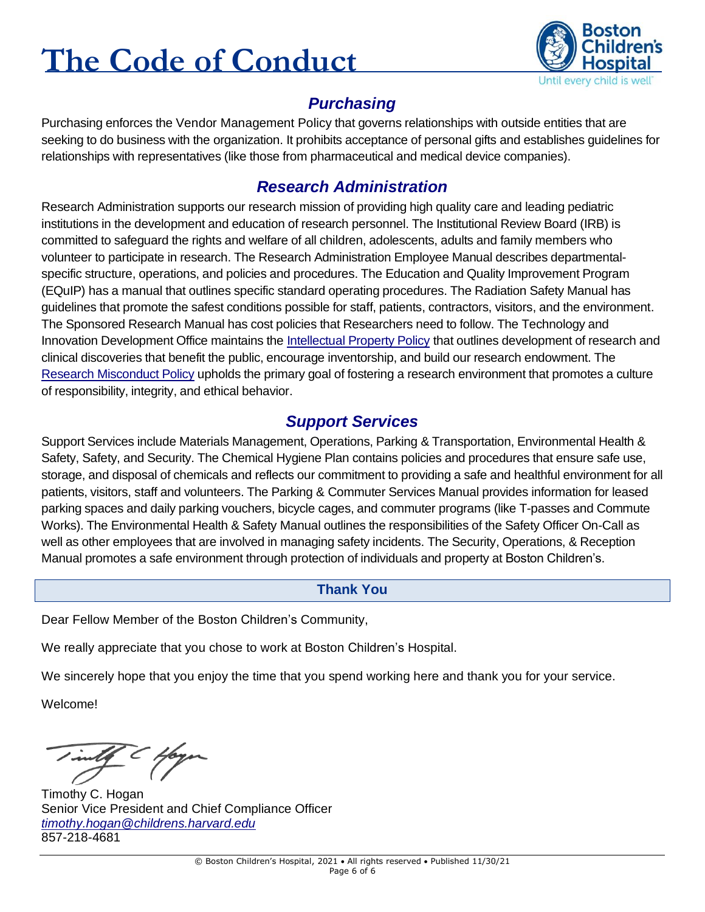## Purchasing

Purchasing enforces the Vendor Management Policy that governs relationships with outside entities that are seeking to do business with the organization. It prohibits acceptance of personal gifts and establishes guidelines for relationships with representatives (like those from pharmaceutical and medical device companies).

## Research Administration

Research Administration supports our research mission of providing high quality care and leading pediatric institutions in the development and education of research personnel. The Institutional Review Board (IRB) is committed to safeguard the rights and welfare of all children, adolescents, adults and family members who volunteer to participate in research. The Research Administration Employee Manual describes departmental-specific structure, operations, and policies and procedures. The Education and Quality Improvement Program (EQuIP) has a manual that outlines specific standard operating procedures. The Radiation Safety Manual has guidelines that promote the safest conditions possible for staff, patients, contractors, visitors, and the environment. The Sponsored Research Manual has cost policies that Researchers need to follow. The Technology and Innovation Development Office maintains the Intellectual Property Policy that outlines development of research and clinical discoveries that benefit the public, encourage inventorship, and build our research endowment. The Research Misconduct Policy upholds the primary goal of fostering a research environment that promotes a culture of responsibility, integrity, and ethical behavior.

## Support Services

Support Services include Materials Management, Operations, Parking & Transportation, Environmental Health & Safety, Safety, and Security. The Chemical Hygiene Plan contains policies and procedures that ensure safe use, storage, and disposal of chemicals and reflects our commitment to providing a safe and healthful environment for all patients, visitors, staff and volunteers. The Parking & Commuter Services Manual provides information for leased parking spaces and daily parking vouchers, bicycle cages, and commuter programs (like T-passes and Commute Works). The Environmental Health & Safety Manual outlines the responsibilities of the Safety Officer On-Call as well as other employees that are involved in managing safety incidents. The Security, Operations, & Reception Manual promotes a safe environment through protection of individuals and property at Boston Children's.

## Thank You

Dear Fellow Member of the Boston Children's Community,

We really appreciate that you chose to work at Boston Children's Hospital.

We sincerely hope that you enjoy the time that you spend working here and thank you for your service.

Welcome!

Timothy C. Hogan
Senior Vice President and Chief Compliance Officer
*timothy.hogan@childrens.harvard.edu*
857-218-4681

© Boston Children's Hospital, 2021 • All rights reserved • Published 11/30/21